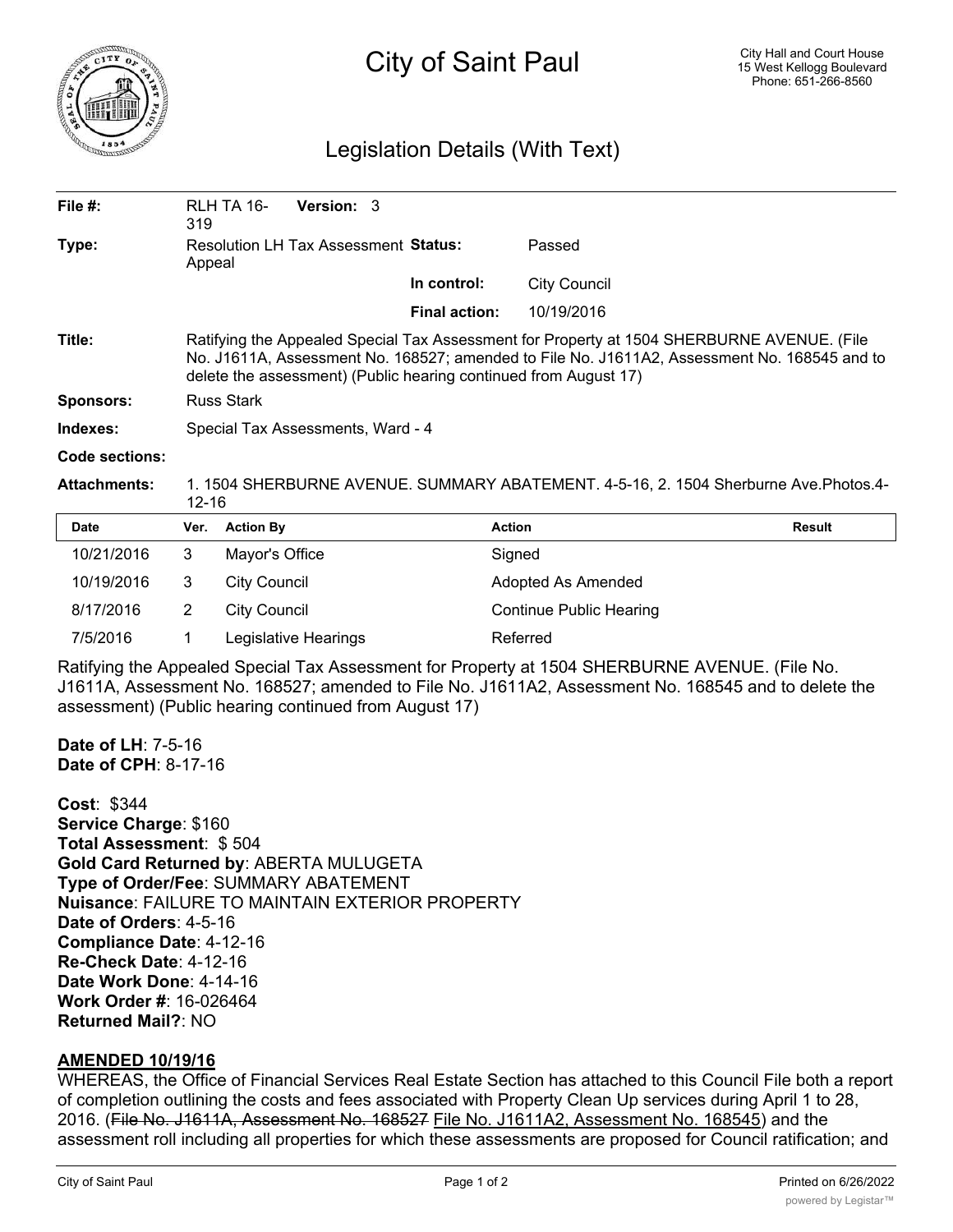# City of Saint Paul

City Hall and Court House
15 West Kellogg Boulevard
Phone: 651-266-8560

## Legislation Details (With Text)

| | | | |
|---|---|---|---|
| **File #:** | RLH TA 16-319 **Version:** 3 | | |
| **Type:** | Resolution LH Tax Assessment Appeal | **Status:** | Passed |
| | | **In control:** | City Council |
| | | **Final action:** | 10/19/2016 |

**Title:** Ratifying the Appealed Special Tax Assessment for Property at 1504 SHERBURNE AVENUE. (File No. J1611A, Assessment No. 168527; amended to File No. J1611A2, Assessment No. 168545 and to delete the assessment) (Public hearing continued from August 17)

**Sponsors:** Russ Stark

**Indexes:** Special Tax Assessments, Ward - 4

**Code sections:**

**Attachments:** 1. 1504 SHERBURNE AVENUE. SUMMARY ABATEMENT. 4-5-16, 2. 1504 Sherburne Ave.Photos.4-12-16

| Date | Ver. | Action By | Action | Result |
|---|---|---|---|---|
| 10/21/2016 | 3 | Mayor's Office | Signed | |
| 10/19/2016 | 3 | City Council | Adopted As Amended | |
| 8/17/2016 | 2 | City Council | Continue Public Hearing | |
| 7/5/2016 | 1 | Legislative Hearings | Referred | |

Ratifying the Appealed Special Tax Assessment for Property at 1504 SHERBURNE AVENUE. (File No. J1611A, Assessment No. 168527; amended to File No. J1611A2, Assessment No. 168545 and to delete the assessment) (Public hearing continued from August 17)

**Date of LH**: 7-5-16
**Date of CPH**: 8-17-16

**Cost**: $344
**Service Charge**: $160
**Total Assessment**: $ 504
**Gold Card Returned by**: ABERTA MULUGETA
**Type of Order/Fee**: SUMMARY ABATEMENT
**Nuisance**: FAILURE TO MAINTAIN EXTERIOR PROPERTY
**Date of Orders**: 4-5-16
**Compliance Date**: 4-12-16
**Re-Check Date**: 4-12-16
**Date Work Done**: 4-14-16
**Work Order #**: 16-026464
**Returned Mail?**: NO

**AMENDED 10/19/16**

WHEREAS, the Office of Financial Services Real Estate Section has attached to this Council File both a report of completion outlining the costs and fees associated with Property Clean Up services during April 1 to 28, 2016. (~~File No. J1611A, Assessment No. 168527~~ File No. J1611A2, Assessment No. 168545) and the assessment roll including all properties for which these assessments are proposed for Council ratification; and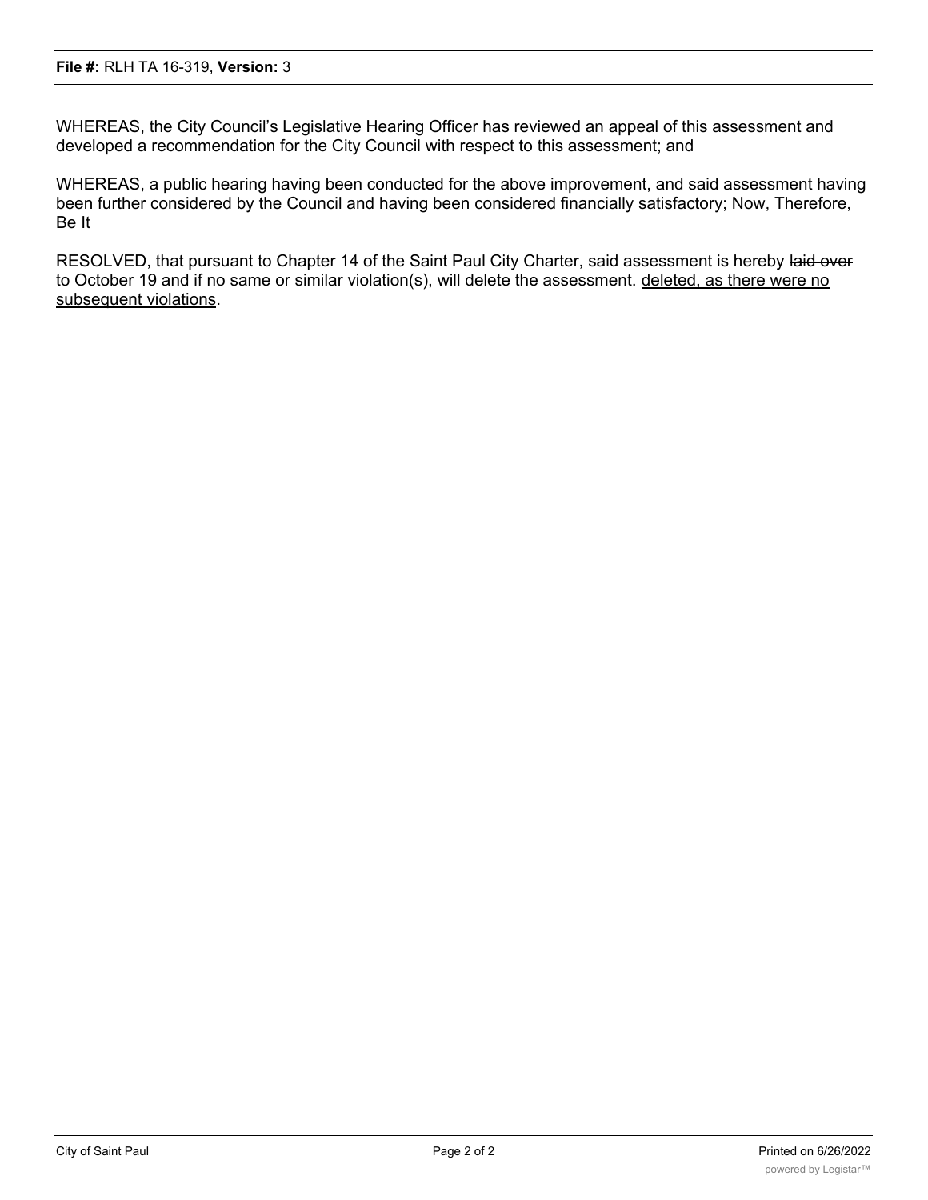WHEREAS, the City Council's Legislative Hearing Officer has reviewed an appeal of this assessment and developed a recommendation for the City Council with respect to this assessment; and

WHEREAS, a public hearing having been conducted for the above improvement, and said assessment having been further considered by the Council and having been considered financially satisfactory; Now, Therefore, Be It

RESOLVED, that pursuant to Chapter 14 of the Saint Paul City Charter, said assessment is hereby ~~laid over to October 19 and if no same or similar violation(s), will delete the assessment.~~ <u>deleted, as there were no subsequent violations</u>.